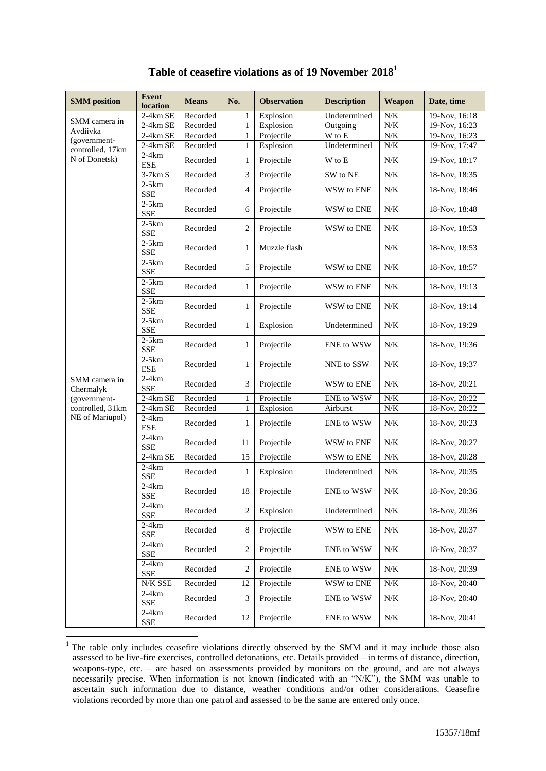## Table of ceasefire violations as of 19 November 2018[1]

| SMM position | Event location | Means | No. | Observation | Description | Weapon | Date, time |
|---|---|---|---|---|---|---|---|
| SMM camera in Avdiivka (government-controlled, 17km N of Donetsk) | 2-4km SE | Recorded | 1 | Explosion | Undetermined | N/K | 19-Nov, 16:18 |
| | 2-4km SE | Recorded | 1 | Explosion | Outgoing | N/K | 19-Nov, 16:23 |
| | 2-4km SE | Recorded | 1 | Projectile | W to E | N/K | 19-Nov, 16:23 |
| | 2-4km SE | Recorded | 1 | Explosion | Undetermined | N/K | 19-Nov, 17:47 |
| | 2-4km ESE | Recorded | 1 | Projectile | W to E | N/K | 19-Nov, 18:17 |
| SMM camera in Chermalyk (government-controlled, 31km NE of Mariupol) | 3-7km S | Recorded | 3 | Projectile | SW to NE | N/K | 18-Nov, 18:35 |
| | 2-5km SSE | Recorded | 4 | Projectile | WSW to ENE | N/K | 18-Nov, 18:46 |
| | 2-5km SSE | Recorded | 6 | Projectile | WSW to ENE | N/K | 18-Nov, 18:48 |
| | 2-5km SSE | Recorded | 2 | Projectile | WSW to ENE | N/K | 18-Nov, 18:53 |
| | 2-5km SSE | Recorded | 1 | Muzzle flash | | N/K | 18-Nov, 18:53 |
| | 2-5km SSE | Recorded | 5 | Projectile | WSW to ENE | N/K | 18-Nov, 18:57 |
| | 2-5km SSE | Recorded | 1 | Projectile | WSW to ENE | N/K | 18-Nov, 19:13 |
| | 2-5km SSE | Recorded | 1 | Projectile | WSW to ENE | N/K | 18-Nov, 19:14 |
| | 2-5km SSE | Recorded | 1 | Explosion | Undetermined | N/K | 18-Nov, 19:29 |
| | 2-5km SSE | Recorded | 1 | Projectile | ENE to WSW | N/K | 18-Nov, 19:36 |
| | 2-5km ESE | Recorded | 1 | Projectile | NNE to SSW | N/K | 18-Nov, 19:37 |
| | 2-4km SSE | Recorded | 3 | Projectile | WSW to ENE | N/K | 18-Nov, 20:21 |
| | 2-4km SE | Recorded | 1 | Projectile | ENE to WSW | N/K | 18-Nov, 20:22 |
| | 2-4km SE | Recorded | 1 | Explosion | Airburst | N/K | 18-Nov, 20:22 |
| | 2-4km ESE | Recorded | 1 | Projectile | ENE to WSW | N/K | 18-Nov, 20:23 |
| | 2-4km SSE | Recorded | 11 | Projectile | WSW to ENE | N/K | 18-Nov, 20:27 |
| | 2-4km SE | Recorded | 15 | Projectile | WSW to ENE | N/K | 18-Nov, 20:28 |
| | 2-4km SSE | Recorded | 1 | Explosion | Undetermined | N/K | 18-Nov, 20:35 |
| | 2-4km SSE | Recorded | 18 | Projectile | ENE to WSW | N/K | 18-Nov, 20:36 |
| | 2-4km SSE | Recorded | 2 | Explosion | Undetermined | N/K | 18-Nov, 20:36 |
| | 2-4km SSE | Recorded | 8 | Projectile | WSW to ENE | N/K | 18-Nov, 20:37 |
| | 2-4km SSE | Recorded | 2 | Projectile | ENE to WSW | N/K | 18-Nov, 20:37 |
| | 2-4km SSE | Recorded | 2 | Projectile | ENE to WSW | N/K | 18-Nov, 20:39 |
| | N/K SSE | Recorded | 12 | Projectile | WSW to ENE | N/K | 18-Nov, 20:40 |
| | 2-4km SSE | Recorded | 3 | Projectile | ENE to WSW | N/K | 18-Nov, 20:40 |
| | 2-4km SSE | Recorded | 12 | Projectile | ENE to WSW | N/K | 18-Nov, 20:41 |

[1] The table only includes ceasefire violations directly observed by the SMM and it may include those also assessed to be live-fire exercises, controlled detonations, etc. Details provided – in terms of distance, direction, weapons-type, etc. – are based on assessments provided by monitors on the ground, and are not always necessarily precise. When information is not known (indicated with an "N/K"), the SMM was unable to ascertain such information due to distance, weather conditions and/or other considerations. Ceasefire violations recorded by more than one patrol and assessed to be the same are entered only once.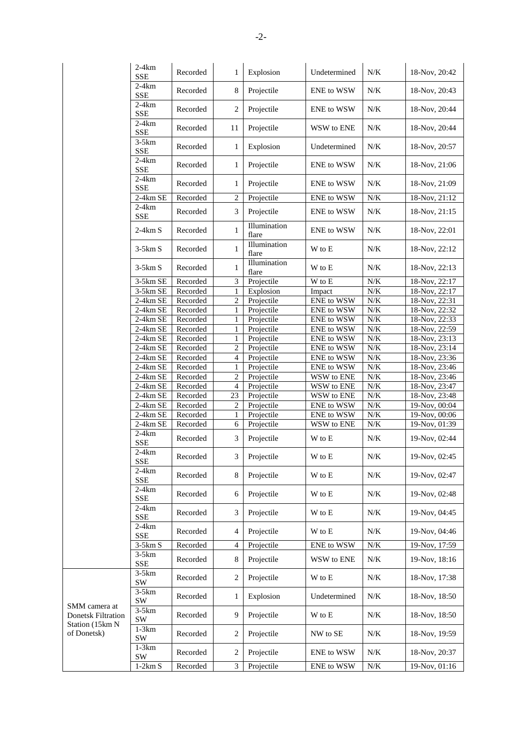| | | | | | | | |
|---|---|---|---|---|---|---|---|
| | 2-4km SSE | Recorded | 1 | Explosion | Undetermined | N/K | 18-Nov, 20:42 |
| | 2-4km SSE | Recorded | 8 | Projectile | ENE to WSW | N/K | 18-Nov, 20:43 |
| | 2-4km SSE | Recorded | 2 | Projectile | ENE to WSW | N/K | 18-Nov, 20:44 |
| | 2-4km SSE | Recorded | 11 | Projectile | WSW to ENE | N/K | 18-Nov, 20:44 |
| | 3-5km SSE | Recorded | 1 | Explosion | Undetermined | N/K | 18-Nov, 20:57 |
| | 2-4km SSE | Recorded | 1 | Projectile | ENE to WSW | N/K | 18-Nov, 21:06 |
| | 2-4km SSE | Recorded | 1 | Projectile | ENE to WSW | N/K | 18-Nov, 21:09 |
| | 2-4km SE | Recorded | 2 | Projectile | ENE to WSW | N/K | 18-Nov, 21:12 |
| | 2-4km SSE | Recorded | 3 | Projectile | ENE to WSW | N/K | 18-Nov, 21:15 |
| | 2-4km S | Recorded | 1 | Illumination flare | ENE to WSW | N/K | 18-Nov, 22:01 |
| | 3-5km S | Recorded | 1 | Illumination flare | W to E | N/K | 18-Nov, 22:12 |
| | 3-5km S | Recorded | 1 | Illumination flare | W to E | N/K | 18-Nov, 22:13 |
| | 3-5km SE | Recorded | 3 | Projectile | W to E | N/K | 18-Nov, 22:17 |
| | 3-5km SE | Recorded | 1 | Explosion | Impact | N/K | 18-Nov, 22:17 |
| | 2-4km SE | Recorded | 2 | Projectile | ENE to WSW | N/K | 18-Nov, 22:31 |
| | 2-4km SE | Recorded | 1 | Projectile | ENE to WSW | N/K | 18-Nov, 22:32 |
| | 2-4km SE | Recorded | 1 | Projectile | ENE to WSW | N/K | 18-Nov, 22:33 |
| | 2-4km SE | Recorded | 1 | Projectile | ENE to WSW | N/K | 18-Nov, 22:59 |
| | 2-4km SE | Recorded | 1 | Projectile | ENE to WSW | N/K | 18-Nov, 23:13 |
| | 2-4km SE | Recorded | 2 | Projectile | ENE to WSW | N/K | 18-Nov, 23:14 |
| | 2-4km SE | Recorded | 4 | Projectile | ENE to WSW | N/K | 18-Nov, 23:36 |
| | 2-4km SE | Recorded | 1 | Projectile | ENE to WSW | N/K | 18-Nov, 23:46 |
| | 2-4km SE | Recorded | 2 | Projectile | WSW to ENE | N/K | 18-Nov, 23:46 |
| | 2-4km SE | Recorded | 4 | Projectile | WSW to ENE | N/K | 18-Nov, 23:47 |
| | 2-4km SE | Recorded | 23 | Projectile | WSW to ENE | N/K | 18-Nov, 23:48 |
| | 2-4km SE | Recorded | 2 | Projectile | ENE to WSW | N/K | 19-Nov, 00:04 |
| | 2-4km SE | Recorded | 1 | Projectile | ENE to WSW | N/K | 19-Nov, 00:06 |
| | 2-4km SE | Recorded | 6 | Projectile | WSW to ENE | N/K | 19-Nov, 01:39 |
| | 2-4km SSE | Recorded | 3 | Projectile | W to E | N/K | 19-Nov, 02:44 |
| | 2-4km SSE | Recorded | 3 | Projectile | W to E | N/K | 19-Nov, 02:45 |
| | 2-4km SSE | Recorded | 8 | Projectile | W to E | N/K | 19-Nov, 02:47 |
| | 2-4km SSE | Recorded | 6 | Projectile | W to E | N/K | 19-Nov, 02:48 |
| | 2-4km SSE | Recorded | 3 | Projectile | W to E | N/K | 19-Nov, 04:45 |
| | 2-4km SSE | Recorded | 4 | Projectile | W to E | N/K | 19-Nov, 04:46 |
| | 3-5km S | Recorded | 4 | Projectile | ENE to WSW | N/K | 19-Nov, 17:59 |
| | 3-5km SSE | Recorded | 8 | Projectile | WSW to ENE | N/K | 19-Nov, 18:16 |
| SMM camera at Donetsk Filtration Station (15km N of Donetsk) | 3-5km SW | Recorded | 2 | Projectile | W to E | N/K | 18-Nov, 17:38 |
| | 3-5km SW | Recorded | 1 | Explosion | Undetermined | N/K | 18-Nov, 18:50 |
| | 3-5km SW | Recorded | 9 | Projectile | W to E | N/K | 18-Nov, 18:50 |
| | 1-3km SW | Recorded | 2 | Projectile | NW to SE | N/K | 18-Nov, 19:59 |
| | 1-3km SW | Recorded | 2 | Projectile | ENE to WSW | N/K | 18-Nov, 20:37 |
| | 1-2km S | Recorded | 3 | Projectile | ENE to WSW | N/K | 19-Nov, 01:16 |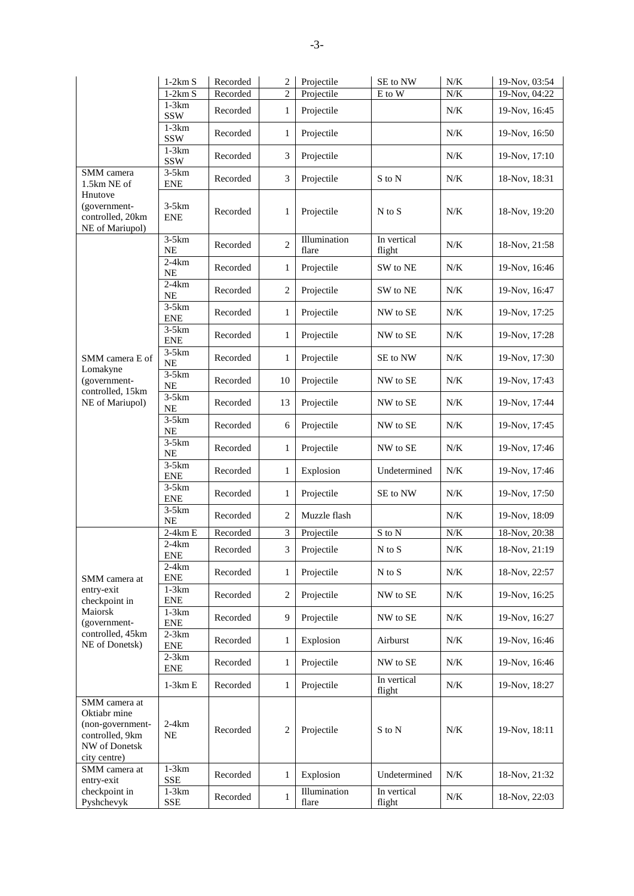| | | | | | | | |
|---|---|---|---|---|---|---|---|
| | 1-2km S | Recorded | 2 | Projectile | SE to NW | N/K | 19-Nov, 03:54 |
| | 1-2km S | Recorded | 2 | Projectile | E to W | N/K | 19-Nov, 04:22 |
| | 1-3km SSW | Recorded | 1 | Projectile | | N/K | 19-Nov, 16:45 |
| | 1-3km SSW | Recorded | 1 | Projectile | | N/K | 19-Nov, 16:50 |
| | 1-3km SSW | Recorded | 3 | Projectile | | N/K | 19-Nov, 17:10 |
| SMM camera 1.5km NE of Hnutove (government-controlled, 20km NE of Mariupol) | 3-5km ENE | Recorded | 3 | Projectile | S to N | N/K | 18-Nov, 18:31 |
| | 3-5km ENE | Recorded | 1 | Projectile | N to S | N/K | 18-Nov, 19:20 |
| SMM camera E of Lomakyne (government-controlled, 15km NE of Mariupol) | 3-5km NE | Recorded | 2 | Illumination flare | In vertical flight | N/K | 18-Nov, 21:58 |
| | 2-4km NE | Recorded | 1 | Projectile | SW to NE | N/K | 19-Nov, 16:46 |
| | 2-4km NE | Recorded | 2 | Projectile | SW to NE | N/K | 19-Nov, 16:47 |
| | 3-5km ENE | Recorded | 1 | Projectile | NW to SE | N/K | 19-Nov, 17:25 |
| | 3-5km ENE | Recorded | 1 | Projectile | NW to SE | N/K | 19-Nov, 17:28 |
| | 3-5km NE | Recorded | 1 | Projectile | SE to NW | N/K | 19-Nov, 17:30 |
| | 3-5km NE | Recorded | 10 | Projectile | NW to SE | N/K | 19-Nov, 17:43 |
| | 3-5km NE | Recorded | 13 | Projectile | NW to SE | N/K | 19-Nov, 17:44 |
| | 3-5km NE | Recorded | 6 | Projectile | NW to SE | N/K | 19-Nov, 17:45 |
| | 3-5km NE | Recorded | 1 | Projectile | NW to SE | N/K | 19-Nov, 17:46 |
| | 3-5km ENE | Recorded | 1 | Explosion | Undetermined | N/K | 19-Nov, 17:46 |
| | 3-5km ENE | Recorded | 1 | Projectile | SE to NW | N/K | 19-Nov, 17:50 |
| | 3-5km NE | Recorded | 2 | Muzzle flash | | N/K | 19-Nov, 18:09 |
| SMM camera at entry-exit checkpoint in Maiorsk (government-controlled, 45km NE of Donetsk) | 2-4km E | Recorded | 3 | Projectile | S to N | N/K | 18-Nov, 20:38 |
| | 2-4km ENE | Recorded | 3 | Projectile | N to S | N/K | 18-Nov, 21:19 |
| | 2-4km ENE | Recorded | 1 | Projectile | N to S | N/K | 18-Nov, 22:57 |
| | 1-3km ENE | Recorded | 2 | Projectile | NW to SE | N/K | 19-Nov, 16:25 |
| | 1-3km ENE | Recorded | 9 | Projectile | NW to SE | N/K | 19-Nov, 16:27 |
| | 2-3km ENE | Recorded | 1 | Explosion | Airburst | N/K | 19-Nov, 16:46 |
| | 2-3km ENE | Recorded | 1 | Projectile | NW to SE | N/K | 19-Nov, 16:46 |
| | 1-3km E | Recorded | 1 | Projectile | In vertical flight | N/K | 19-Nov, 18:27 |
| SMM camera at Oktiabr mine (non-government-controlled, 9km NW of Donetsk city centre) | 2-4km NE | Recorded | 2 | Projectile | S to N | N/K | 19-Nov, 18:11 |
| SMM camera at entry-exit checkpoint in Pyshchevyk | 1-3km SSE | Recorded | 1 | Explosion | Undetermined | N/K | 18-Nov, 21:32 |
| | 1-3km SSE | Recorded | 1 | Illumination flare | In vertical flight | N/K | 18-Nov, 22:03 |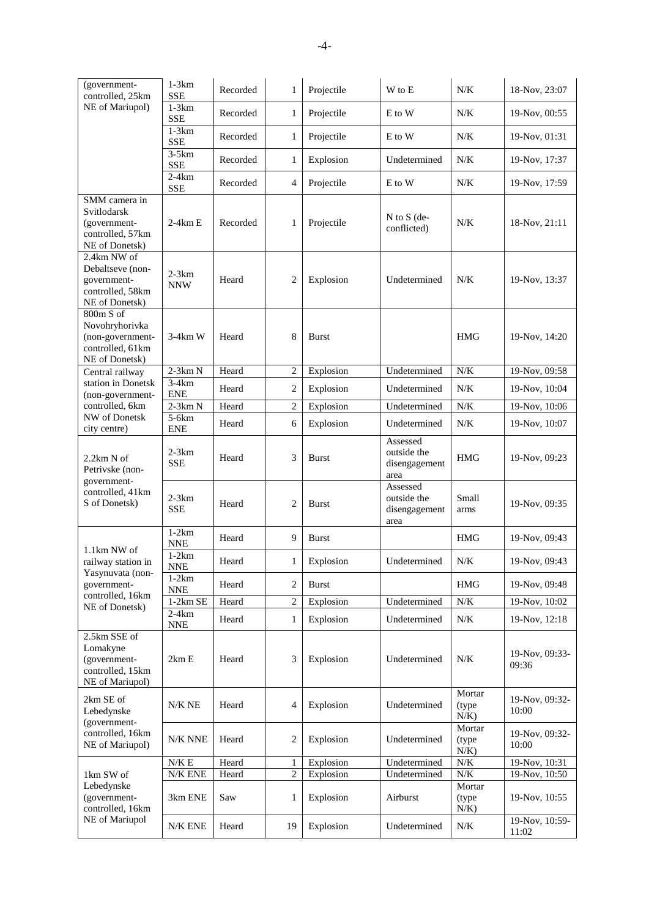| (government-controlled, 25km NE of Mariupol) | 1-3km SSE | Recorded | 1 | Projectile | W to E | N/K | 18-Nov, 23:07 |
|---|---|---|---|---|---|---|---|
| | 1-3km SSE | Recorded | 1 | Projectile | E to W | N/K | 19-Nov, 00:55 |
| | 1-3km SSE | Recorded | 1 | Projectile | E to W | N/K | 19-Nov, 01:31 |
| | 3-5km SSE | Recorded | 1 | Explosion | Undetermined | N/K | 19-Nov, 17:37 |
| | 2-4km SSE | Recorded | 4 | Projectile | E to W | N/K | 19-Nov, 17:59 |
| SMM camera in Svitlodarsk (government-controlled, 57km NE of Donetsk) | 2-4km E | Recorded | 1 | Projectile | N to S (de-conflicted) | N/K | 18-Nov, 21:11 |
| 2.4km NW of Debaltseve (non-government-controlled, 58km NE of Donetsk) | 2-3km NNW | Heard | 2 | Explosion | Undetermined | N/K | 19-Nov, 13:37 |
| 800m S of Novohryhorivka (non-government-controlled, 61km NE of Donetsk) | 3-4km W | Heard | 8 | Burst | | HMG | 19-Nov, 14:20 |
| Central railway station in Donetsk (non-government-controlled, 6km NW of Donetsk city centre) | 2-3km N | Heard | 2 | Explosion | Undetermined | N/K | 19-Nov, 09:58 |
| | 3-4km ENE | Heard | 2 | Explosion | Undetermined | N/K | 19-Nov, 10:04 |
| | 2-3km N | Heard | 2 | Explosion | Undetermined | N/K | 19-Nov, 10:06 |
| | 5-6km ENE | Heard | 6 | Explosion | Undetermined | N/K | 19-Nov, 10:07 |
| 2.2km N of Petrivske (non-government-controlled, 41km S of Donetsk) | 2-3km SSE | Heard | 3 | Burst | Assessed outside the disengagement area | HMG | 19-Nov, 09:23 |
| | 2-3km SSE | Heard | 2 | Burst | Assessed outside the disengagement area | Small arms | 19-Nov, 09:35 |
| 1.1km NW of railway station in Yasynuvata (non-government-controlled, 16km NE of Donetsk) | 1-2km NNE | Heard | 9 | Burst | | HMG | 19-Nov, 09:43 |
| | 1-2km NNE | Heard | 1 | Explosion | Undetermined | N/K | 19-Nov, 09:43 |
| | 1-2km NNE | Heard | 2 | Burst | | HMG | 19-Nov, 09:48 |
| | 1-2km SE | Heard | 2 | Explosion | Undetermined | N/K | 19-Nov, 10:02 |
| | 2-4km NNE | Heard | 1 | Explosion | Undetermined | N/K | 19-Nov, 12:18 |
| 2.5km SSE of Lomakyne (government-controlled, 15km NE of Mariupol) | 2km E | Heard | 3 | Explosion | Undetermined | N/K | 19-Nov, 09:33-09:36 |
| 2km SE of Lebedynske (government-controlled, 16km NE of Mariupol) | N/K NE | Heard | 4 | Explosion | Undetermined | Mortar (type N/K) | 19-Nov, 09:32-10:00 |
| | N/K NNE | Heard | 2 | Explosion | Undetermined | Mortar (type N/K) | 19-Nov, 09:32-10:00 |
| 1km SW of Lebedynske (government-controlled, 16km NE of Mariupol | N/K E | Heard | 1 | Explosion | Undetermined | N/K | 19-Nov, 10:31 |
| | N/K ENE | Heard | 2 | Explosion | Undetermined | N/K | 19-Nov, 10:50 |
| | 3km ENE | Saw | 1 | Explosion | Airburst | Mortar (type N/K) | 19-Nov, 10:55 |
| | N/K ENE | Heard | 19 | Explosion | Undetermined | N/K | 19-Nov, 10:59-11:02 |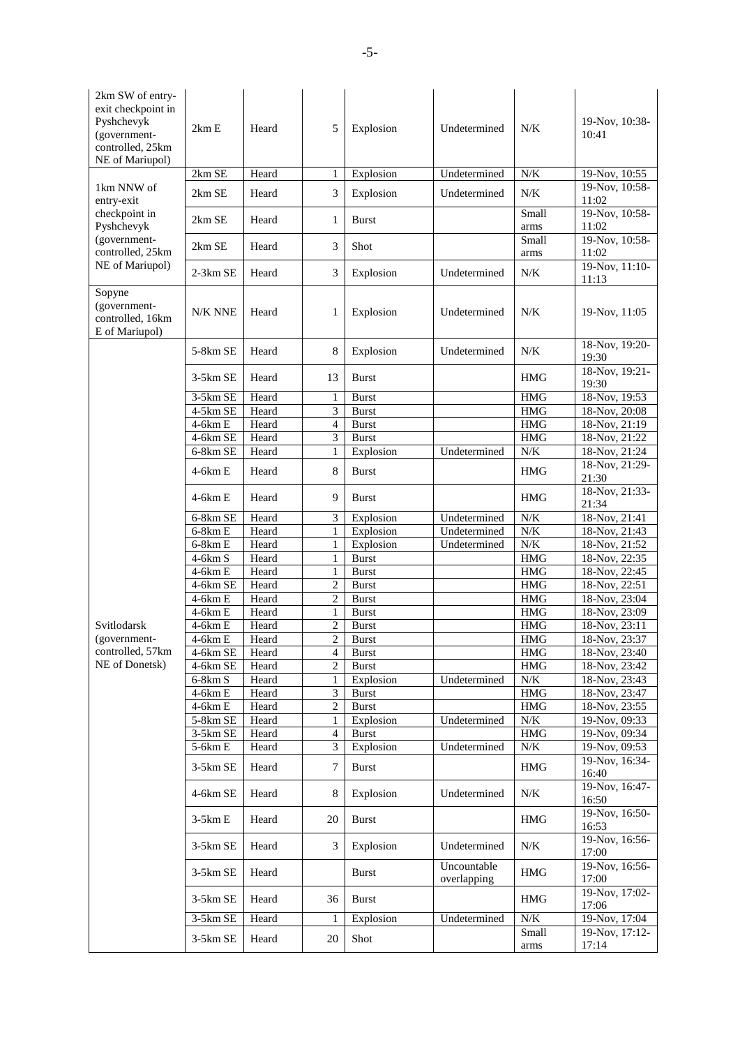| | | | | | | | |
|---|---|---|---|---|---|---|---|
| 2km SW of entry-exit checkpoint in Pyshchevyk (government-controlled, 25km NE of Mariupol) | 2km E | Heard | 5 | Explosion | Undetermined | N/K | 19-Nov, 10:38-10:41 |
| 1km NNW of entry-exit checkpoint in Pyshchevyk (government-controlled, 25km NE of Mariupol) | 2km SE | Heard | 1 | Explosion | Undetermined | N/K | 19-Nov, 10:55 |
| | 2km SE | Heard | 3 | Explosion | Undetermined | N/K | 19-Nov, 10:58-11:02 |
| | 2km SE | Heard | 1 | Burst | | Small arms | 19-Nov, 10:58-11:02 |
| | 2km SE | Heard | 3 | Shot | | Small arms | 19-Nov, 10:58-11:02 |
| | 2-3km SE | Heard | 3 | Explosion | Undetermined | N/K | 19-Nov, 11:10-11:13 |
| Sopyne (government-controlled, 16km E of Mariupol) | N/K NNE | Heard | 1 | Explosion | Undetermined | N/K | 19-Nov, 11:05 |
| Svitlodarsk (government-controlled, 57km NE of Donetsk) | 5-8km SE | Heard | 8 | Explosion | Undetermined | N/K | 18-Nov, 19:20-19:30 |
| | 3-5km SE | Heard | 13 | Burst | | HMG | 18-Nov, 19:21-19:30 |
| | 3-5km SE | Heard | 1 | Burst | | HMG | 18-Nov, 19:53 |
| | 4-5km SE | Heard | 3 | Burst | | HMG | 18-Nov, 20:08 |
| | 4-6km E | Heard | 4 | Burst | | HMG | 18-Nov, 21:19 |
| | 4-6km SE | Heard | 3 | Burst | | HMG | 18-Nov, 21:22 |
| | 6-8km SE | Heard | 1 | Explosion | Undetermined | N/K | 18-Nov, 21:24 |
| | 4-6km E | Heard | 8 | Burst | | HMG | 18-Nov, 21:29-21:30 |
| | 4-6km E | Heard | 9 | Burst | | HMG | 18-Nov, 21:33-21:34 |
| | 6-8km SE | Heard | 3 | Explosion | Undetermined | N/K | 18-Nov, 21:41 |
| | 6-8km E | Heard | 1 | Explosion | Undetermined | N/K | 18-Nov, 21:43 |
| | 6-8km E | Heard | 1 | Explosion | Undetermined | N/K | 18-Nov, 21:52 |
| | 4-6km S | Heard | 1 | Burst | | HMG | 18-Nov, 22:35 |
| | 4-6km E | Heard | 1 | Burst | | HMG | 18-Nov, 22:45 |
| | 4-6km SE | Heard | 2 | Burst | | HMG | 18-Nov, 22:51 |
| | 4-6km E | Heard | 2 | Burst | | HMG | 18-Nov, 23:04 |
| | 4-6km E | Heard | 1 | Burst | | HMG | 18-Nov, 23:09 |
| | 4-6km E | Heard | 2 | Burst | | HMG | 18-Nov, 23:11 |
| | 4-6km E | Heard | 2 | Burst | | HMG | 18-Nov, 23:37 |
| | 4-6km SE | Heard | 4 | Burst | | HMG | 18-Nov, 23:40 |
| | 4-6km SE | Heard | 2 | Burst | | HMG | 18-Nov, 23:42 |
| | 6-8km S | Heard | 1 | Explosion | Undetermined | N/K | 18-Nov, 23:43 |
| | 4-6km E | Heard | 3 | Burst | | HMG | 18-Nov, 23:47 |
| | 4-6km E | Heard | 2 | Burst | | HMG | 18-Nov, 23:55 |
| | 5-8km SE | Heard | 1 | Explosion | Undetermined | N/K | 19-Nov, 09:33 |
| | 3-5km SE | Heard | 4 | Burst | | HMG | 19-Nov, 09:34 |
| | 5-6km E | Heard | 3 | Explosion | Undetermined | N/K | 19-Nov, 09:53 |
| | 3-5km SE | Heard | 7 | Burst | | HMG | 19-Nov, 16:34-16:40 |
| | 4-6km SE | Heard | 8 | Explosion | Undetermined | N/K | 19-Nov, 16:47-16:50 |
| | 3-5km E | Heard | 20 | Burst | | HMG | 19-Nov, 16:50-16:53 |
| | 3-5km SE | Heard | 3 | Explosion | Undetermined | N/K | 19-Nov, 16:56-17:00 |
| | 3-5km SE | Heard | | Burst | Uncountable overlapping | HMG | 19-Nov, 16:56-17:00 |
| | 3-5km SE | Heard | 36 | Burst | | HMG | 19-Nov, 17:02-17:06 |
| | 3-5km SE | Heard | 1 | Explosion | Undetermined | N/K | 19-Nov, 17:04 |
| | 3-5km SE | Heard | 20 | Shot | | Small arms | 19-Nov, 17:12-17:14 |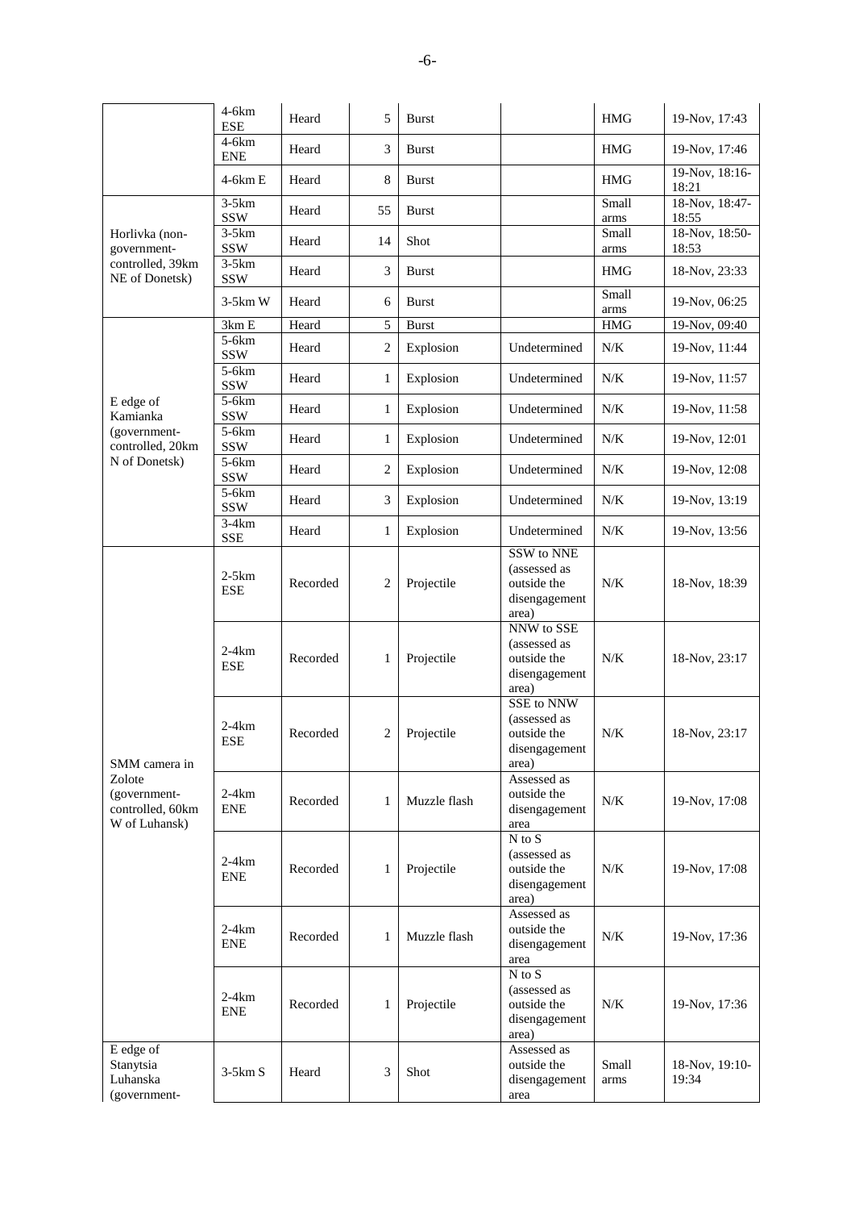| | | | | | | | |
|---|---|---|---|---|---|---|---|
| | 4-6km ESE | Heard | 5 | Burst | | HMG | 19-Nov, 17:43 |
| | 4-6km ENE | Heard | 3 | Burst | | HMG | 19-Nov, 17:46 |
| | 4-6km E | Heard | 8 | Burst | | HMG | 19-Nov, 18:16-18:21 |
| Horlivka (non-government-controlled, 39km NE of Donetsk) | 3-5km SSW | Heard | 55 | Burst | | Small arms | 18-Nov, 18:47-18:55 |
| | 3-5km SSW | Heard | 14 | Shot | | Small arms | 18-Nov, 18:50-18:53 |
| | 3-5km SSW | Heard | 3 | Burst | | HMG | 18-Nov, 23:33 |
| | 3-5km W | Heard | 6 | Burst | | Small arms | 19-Nov, 06:25 |
| E edge of Kamianka (government-controlled, 20km N of Donetsk) | 3km E | Heard | 5 | Burst | | HMG | 19-Nov, 09:40 |
| | 5-6km SSW | Heard | 2 | Explosion | Undetermined | N/K | 19-Nov, 11:44 |
| | 5-6km SSW | Heard | 1 | Explosion | Undetermined | N/K | 19-Nov, 11:57 |
| | 5-6km SSW | Heard | 1 | Explosion | Undetermined | N/K | 19-Nov, 11:58 |
| | 5-6km SSW | Heard | 1 | Explosion | Undetermined | N/K | 19-Nov, 12:01 |
| | 5-6km SSW | Heard | 2 | Explosion | Undetermined | N/K | 19-Nov, 12:08 |
| | 5-6km SSW | Heard | 3 | Explosion | Undetermined | N/K | 19-Nov, 13:19 |
| | 3-4km SSE | Heard | 1 | Explosion | Undetermined | N/K | 19-Nov, 13:56 |
| SMM camera in Zolote (government-controlled, 60km W of Luhansk) | 2-5km ESE | Recorded | 2 | Projectile | SSW to NNE (assessed as outside the disengagement area) | N/K | 18-Nov, 18:39 |
| | 2-4km ESE | Recorded | 1 | Projectile | NNW to SSE (assessed as outside the disengagement area) | N/K | 18-Nov, 23:17 |
| | 2-4km ESE | Recorded | 2 | Projectile | SSE to NNW (assessed as outside the disengagement area) | N/K | 18-Nov, 23:17 |
| | 2-4km ENE | Recorded | 1 | Muzzle flash | Assessed as outside the disengagement area | N/K | 19-Nov, 17:08 |
| | 2-4km ENE | Recorded | 1 | Projectile | N to S (assessed as outside the disengagement area) | N/K | 19-Nov, 17:08 |
| | 2-4km ENE | Recorded | 1 | Muzzle flash | Assessed as outside the disengagement area | N/K | 19-Nov, 17:36 |
| | 2-4km ENE | Recorded | 1 | Projectile | N to S (assessed as outside the disengagement area) | N/K | 19-Nov, 17:36 |
| E edge of Stanytsia Luhanska (government- | 3-5km S | Heard | 3 | Shot | Assessed as outside the disengagement area | Small arms | 18-Nov, 19:10-19:34 |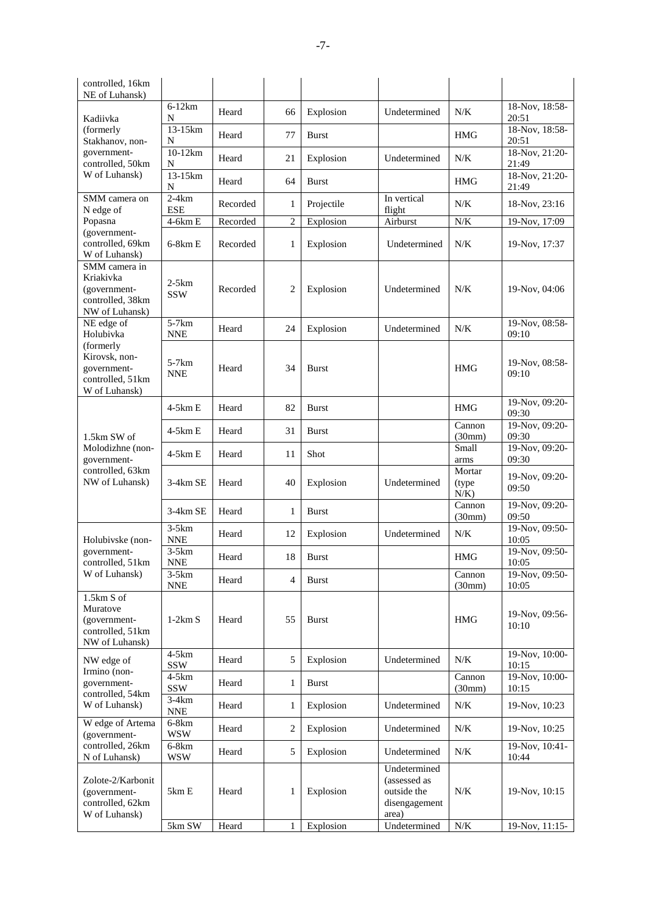| | | | | | | | |
|---|---|---|---|---|---|---|---|
| controlled, 16km NE of Luhansk) | | | | | | | |
| Kadiivka (formerly Stakhanov, non-government-controlled, 50km W of Luhansk) | 6-12km N | Heard | 66 | Explosion | Undetermined | N/K | 18-Nov, 18:58-20:51 |
| | 13-15km N | Heard | 77 | Burst | | HMG | 18-Nov, 18:58-20:51 |
| | 10-12km N | Heard | 21 | Explosion | Undetermined | N/K | 18-Nov, 21:20-21:49 |
| | 13-15km N | Heard | 64 | Burst | | HMG | 18-Nov, 21:20-21:49 |
| SMM camera on N edge of Popasna (government-controlled, 69km W of Luhansk) | 2-4km ESE | Recorded | 1 | Projectile | In vertical flight | N/K | 18-Nov, 23:16 |
| | 4-6km E | Recorded | 2 | Explosion | Airburst | N/K | 19-Nov, 17:09 |
| | 6-8km E | Recorded | 1 | Explosion | Undetermined | N/K | 19-Nov, 17:37 |
| SMM camera in Kriakivka (government-controlled, 38km NW of Luhansk) | 2-5km SSW | Recorded | 2 | Explosion | Undetermined | N/K | 19-Nov, 04:06 |
| NE edge of Holubivka (formerly Kirovsk, non-government-controlled, 51km W of Luhansk) | 5-7km NNE | Heard | 24 | Explosion | Undetermined | N/K | 19-Nov, 08:58-09:10 |
| | 5-7km NNE | Heard | 34 | Burst | | HMG | 19-Nov, 08:58-09:10 |
| 1.5km SW of Molodizhne (non-government-controlled, 63km NW of Luhansk) | 4-5km E | Heard | 82 | Burst | | HMG | 19-Nov, 09:20-09:30 |
| | 4-5km E | Heard | 31 | Burst | | Cannon (30mm) | 19-Nov, 09:20-09:30 |
| | 4-5km E | Heard | 11 | Shot | | Small arms | 19-Nov, 09:20-09:30 |
| | 3-4km SE | Heard | 40 | Explosion | Undetermined | Mortar (type N/K) | 19-Nov, 09:20-09:50 |
| | 3-4km SE | Heard | 1 | Burst | | Cannon (30mm) | 19-Nov, 09:20-09:50 |
| Holubivske (non-government-controlled, 51km W of Luhansk) | 3-5km NNE | Heard | 12 | Explosion | Undetermined | N/K | 19-Nov, 09:50-10:05 |
| | 3-5km NNE | Heard | 18 | Burst | | HMG | 19-Nov, 09:50-10:05 |
| | 3-5km NNE | Heard | 4 | Burst | | Cannon (30mm) | 19-Nov, 09:50-10:05 |
| 1.5km S of Muratove (government-controlled, 51km NW of Luhansk) | 1-2km S | Heard | 55 | Burst | | HMG | 19-Nov, 09:56-10:10 |
| NW edge of Irmino (non-government-controlled, 54km W of Luhansk) | 4-5km SSW | Heard | 5 | Explosion | Undetermined | N/K | 19-Nov, 10:00-10:15 |
| | 4-5km SSW | Heard | 1 | Burst | | Cannon (30mm) | 19-Nov, 10:00-10:15 |
| | 3-4km NNE | Heard | 1 | Explosion | Undetermined | N/K | 19-Nov, 10:23 |
| W edge of Artema (government-controlled, 26km N of Luhansk) | 6-8km WSW | Heard | 2 | Explosion | Undetermined | N/K | 19-Nov, 10:25 |
| | 6-8km WSW | Heard | 5 | Explosion | Undetermined | N/K | 19-Nov, 10:41-10:44 |
| Zolote-2/Karbonit (government-controlled, 62km W of Luhansk) | 5km E | Heard | 1 | Explosion | Undetermined (assessed as outside the disengagement area) | N/K | 19-Nov, 10:15 |
| | 5km SW | Heard | 1 | Explosion | Undetermined | N/K | 19-Nov, 11:15- |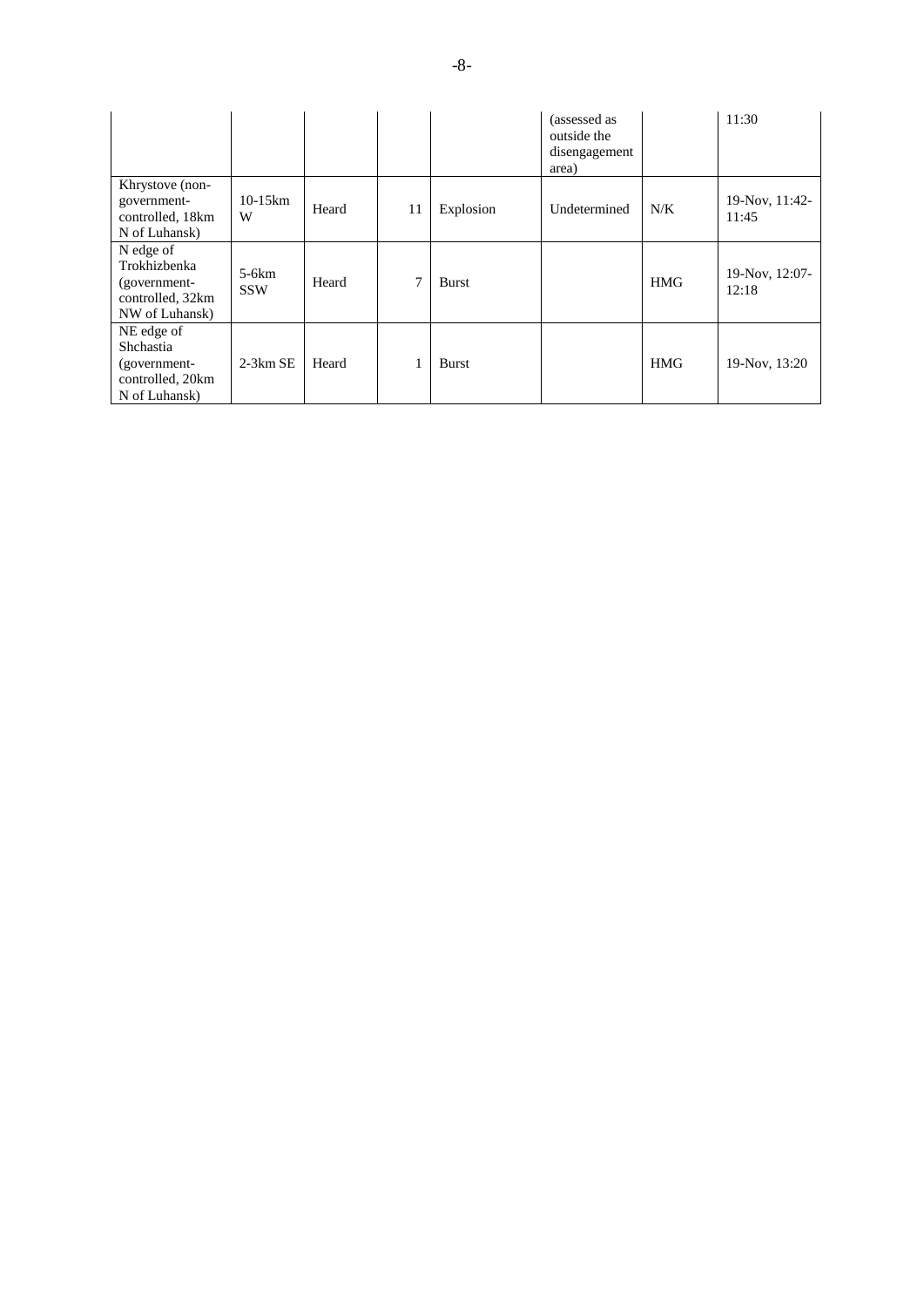| | | | | | (assessed as outside the disengagement area) | | 11:30 |
|---|---|---|---|---|---|---|---|
| Khrystove (non-government-controlled, 18km N of Luhansk) | 10-15km W | Heard | 11 | Explosion | Undetermined | N/K | 19-Nov, 11:42-11:45 |
| N edge of Trokhizbenka (government-controlled, 32km NW of Luhansk) | 5-6km SSW | Heard | 7 | Burst | | HMG | 19-Nov, 12:07-12:18 |
| NE edge of Shchastia (government-controlled, 20km N of Luhansk) | 2-3km SE | Heard | 1 | Burst | | HMG | 19-Nov, 13:20 |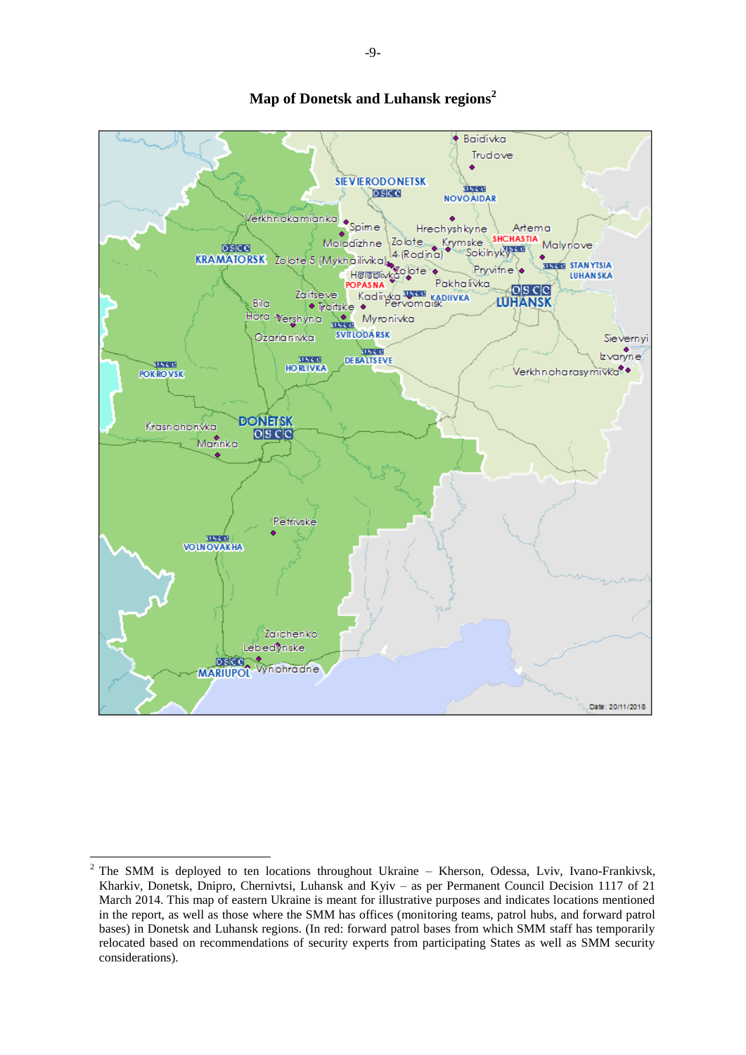## Map of Donetsk and Luhansk regions[2]

Baidivka
Trudove
SIEVIERODONETSK
OSCE
OSCE
NOVOAIDAR
Verkhnokamianka
Spirne
Hrechyshkyne
Artema
Molodizhne
Zolote
SHCHASTIA
OSCE
Krymske
Malynove
KRAMATORSK
Zolote 5 (Mykhailivka)
4 (Rodina)
Sokilnyky
OSCE
Zolote
Pryvitne
OSCE
STANYTSIA LUHANSKA
Holubivka
POPASNA
Pakhalivka
OSCE
Zaitseve
Kadiivka
OSCE
KADIIVKA
LUHANSK
Pervomaisk
Bila Hora
Troitske
Vershyna
Myronivka
OSCE
SVITLODARSK
Ozarianivka
Sievernyi
OSCE
OSCE
Izvaryne
HORLIVKA
DEBALTSEVE
Verkhnoharasymivka
OSCE
POKROVSK
DONETSK
Krasnohorivka
OSCE
Marinka
Petrivske
OSCE
VOLNOVAKHA
Zaichenko
Lebedynske
OSCE
MARIUPOL
Vynohradne
Date: 20/11/2018

---

[2] The SMM is deployed to ten locations throughout Ukraine – Kherson, Odessa, Lviv, Ivano-Frankivsk, Kharkiv, Donetsk, Dnipro, Chernivtsi, Luhansk and Kyiv – as per Permanent Council Decision 1117 of 21 March 2014. This map of eastern Ukraine is meant for illustrative purposes and indicates locations mentioned in the report, as well as those where the SMM has offices (monitoring teams, patrol hubs, and forward patrol bases) in Donetsk and Luhansk regions. (In red: forward patrol bases from which SMM staff has temporarily relocated based on recommendations of security experts from participating States as well as SMM security considerations).